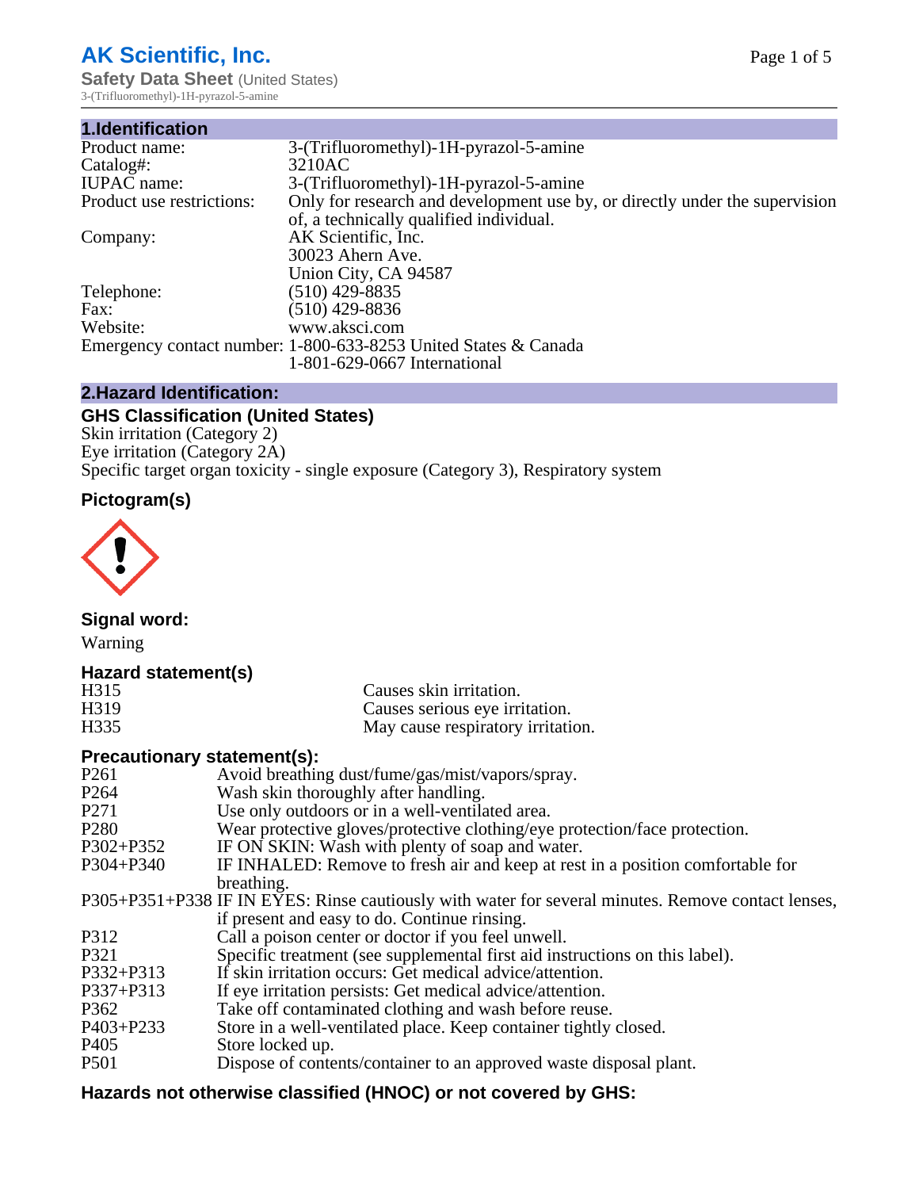# AK Scientific, Inc.

**Safety Data Sheet** (United States)

3-(Trifluoromethyl)-1H-pyrazol-5-amine

## 1.Identification

| | |
|---|---|
| Product name: | 3-(Trifluoromethyl)-1H-pyrazol-5-amine |
| Catalog#: | 3210AC |
| IUPAC name: | 3-(Trifluoromethyl)-1H-pyrazol-5-amine |
| Product use restrictions: | Only for research and development use by, or directly under the supervision of, a technically qualified individual. |
| Company: | AK Scientific, Inc. 30023 Ahern Ave. Union City, CA 94587 |
| Telephone: | (510) 429-8835 |
| Fax: | (510) 429-8836 |
| Website: | www.aksci.com |
| Emergency contact number: | 1-800-633-8253 United States & Canada 1-801-629-0667 International |

## 2.Hazard Identification:

### GHS Classification (United States)

Skin irritation (Category 2)
Eye irritation (Category 2A)
Specific target organ toxicity - single exposure (Category 3), Respiratory system

### Pictogram(s)

### Signal word:

Warning

### Hazard statement(s)

| | |
|---|---|
| H315 | Causes skin irritation. |
| H319 | Causes serious eye irritation. |
| H335 | May cause respiratory irritation. |

### Precautionary statement(s):

| | |
|---|---|
| P261 | Avoid breathing dust/fume/gas/mist/vapors/spray. |
| P264 | Wash skin thoroughly after handling. |
| P271 | Use only outdoors or in a well-ventilated area. |
| P280 | Wear protective gloves/protective clothing/eye protection/face protection. |
| P302+P352 | IF ON SKIN: Wash with plenty of soap and water. |
| P304+P340 | IF INHALED: Remove to fresh air and keep at rest in a position comfortable for breathing. |
| P305+P351+P338 | IF IN EYES: Rinse cautiously with water for several minutes. Remove contact lenses, if present and easy to do. Continue rinsing. |
| P312 | Call a poison center or doctor if you feel unwell. |
| P321 | Specific treatment (see supplemental first aid instructions on this label). |
| P332+P313 | If skin irritation occurs: Get medical advice/attention. |
| P337+P313 | If eye irritation persists: Get medical advice/attention. |
| P362 | Take off contaminated clothing and wash before reuse. |
| P403+P233 | Store in a well-ventilated place. Keep container tightly closed. |
| P405 | Store locked up. |
| P501 | Dispose of contents/container to an approved waste disposal plant. |

### Hazards not otherwise classified (HNOC) or not covered by GHS: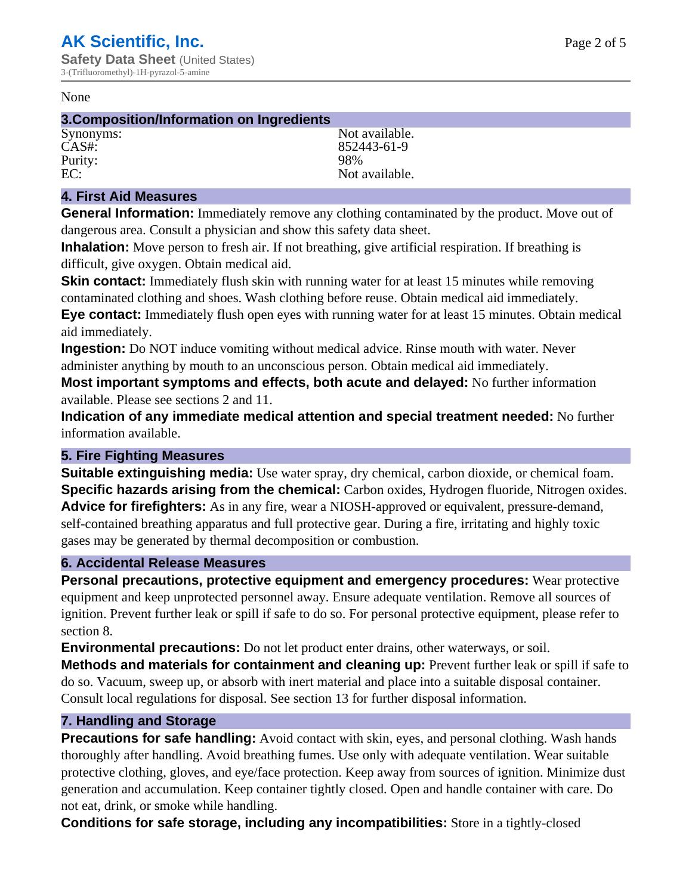None

## 3.Composition/Information on Ingredients

| | |
|---|---|
| Synonyms: | Not available. |
| CAS#: | 852443-61-9 |
| Purity: | 98% |
| EC: | Not available. |

## 4. First Aid Measures

**General Information:** Immediately remove any clothing contaminated by the product. Move out of dangerous area. Consult a physician and show this safety data sheet.

**Inhalation:** Move person to fresh air. If not breathing, give artificial respiration. If breathing is difficult, give oxygen. Obtain medical aid.

**Skin contact:** Immediately flush skin with running water for at least 15 minutes while removing contaminated clothing and shoes. Wash clothing before reuse. Obtain medical aid immediately.

**Eye contact:** Immediately flush open eyes with running water for at least 15 minutes. Obtain medical aid immediately.

**Ingestion:** Do NOT induce vomiting without medical advice. Rinse mouth with water. Never administer anything by mouth to an unconscious person. Obtain medical aid immediately.

**Most important symptoms and effects, both acute and delayed:** No further information available. Please see sections 2 and 11.

**Indication of any immediate medical attention and special treatment needed:** No further information available.

## 5. Fire Fighting Measures

**Suitable extinguishing media:** Use water spray, dry chemical, carbon dioxide, or chemical foam.

**Specific hazards arising from the chemical:** Carbon oxides, Hydrogen fluoride, Nitrogen oxides.

**Advice for firefighters:** As in any fire, wear a NIOSH-approved or equivalent, pressure-demand, self-contained breathing apparatus and full protective gear. During a fire, irritating and highly toxic gases may be generated by thermal decomposition or combustion.

## 6. Accidental Release Measures

**Personal precautions, protective equipment and emergency procedures:** Wear protective equipment and keep unprotected personnel away. Ensure adequate ventilation. Remove all sources of ignition. Prevent further leak or spill if safe to do so. For personal protective equipment, please refer to section 8.

**Environmental precautions:** Do not let product enter drains, other waterways, or soil.

**Methods and materials for containment and cleaning up:** Prevent further leak or spill if safe to do so. Vacuum, sweep up, or absorb with inert material and place into a suitable disposal container. Consult local regulations for disposal. See section 13 for further disposal information.

## 7. Handling and Storage

**Precautions for safe handling:** Avoid contact with skin, eyes, and personal clothing. Wash hands thoroughly after handling. Avoid breathing fumes. Use only with adequate ventilation. Wear suitable protective clothing, gloves, and eye/face protection. Keep away from sources of ignition. Minimize dust generation and accumulation. Keep container tightly closed. Open and handle container with care. Do not eat, drink, or smoke while handling.

**Conditions for safe storage, including any incompatibilities:** Store in a tightly-closed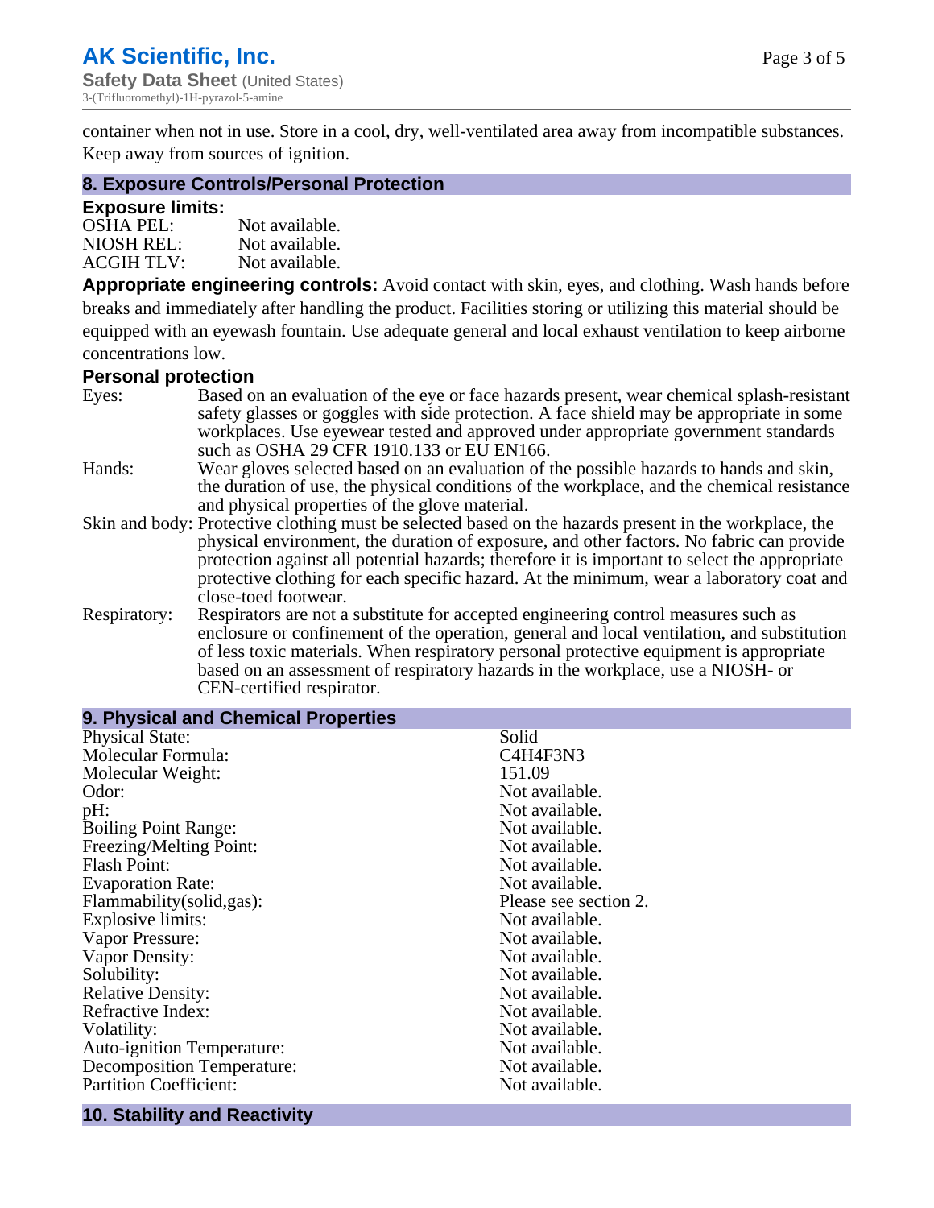container when not in use. Store in a cool, dry, well-ventilated area away from incompatible substances. Keep away from sources of ignition.

## 8. Exposure Controls/Personal Protection

### Exposure limits:

| | |
|---|---|
| OSHA PEL: | Not available. |
| NIOSH REL: | Not available. |
| ACGIH TLV: | Not available. |

**Appropriate engineering controls:** Avoid contact with skin, eyes, and clothing. Wash hands before breaks and immediately after handling the product. Facilities storing or utilizing this material should be equipped with an eyewash fountain. Use adequate general and local exhaust ventilation to keep airborne concentrations low.

### Personal protection

| | |
|---|---|
| Eyes: | Based on an evaluation of the eye or face hazards present, wear chemical splash-resistant safety glasses or goggles with side protection. A face shield may be appropriate in some workplaces. Use eyewear tested and approved under appropriate government standards such as OSHA 29 CFR 1910.133 or EU EN166. |
| Hands: | Wear gloves selected based on an evaluation of the possible hazards to hands and skin, the duration of use, the physical conditions of the workplace, and the chemical resistance and physical properties of the glove material. |
| Skin and body: | Protective clothing must be selected based on the hazards present in the workplace, the physical environment, the duration of exposure, and other factors. No fabric can provide protection against all potential hazards; therefore it is important to select the appropriate protective clothing for each specific hazard. At the minimum, wear a laboratory coat and close-toed footwear. |
| Respiratory: | Respirators are not a substitute for accepted engineering control measures such as enclosure or confinement of the operation, general and local ventilation, and substitution of less toxic materials. When respiratory personal protective equipment is appropriate based on an assessment of respiratory hazards in the workplace, use a NIOSH- or CEN-certified respirator. |

## 9. Physical and Chemical Properties

| | |
|---|---|
| Physical State: | Solid |
| Molecular Formula: | C4H4F3N3 |
| Molecular Weight: | 151.09 |
| Odor: | Not available. |
| pH: | Not available. |
| Boiling Point Range: | Not available. |
| Freezing/Melting Point: | Not available. |
| Flash Point: | Not available. |
| Evaporation Rate: | Not available. |
| Flammability(solid,gas): | Please see section 2. |
| Explosive limits: | Not available. |
| Vapor Pressure: | Not available. |
| Vapor Density: | Not available. |
| Solubility: | Not available. |
| Relative Density: | Not available. |
| Refractive Index: | Not available. |
| Volatility: | Not available. |
| Auto-ignition Temperature: | Not available. |
| Decomposition Temperature: | Not available. |
| Partition Coefficient: | Not available. |

## 10. Stability and Reactivity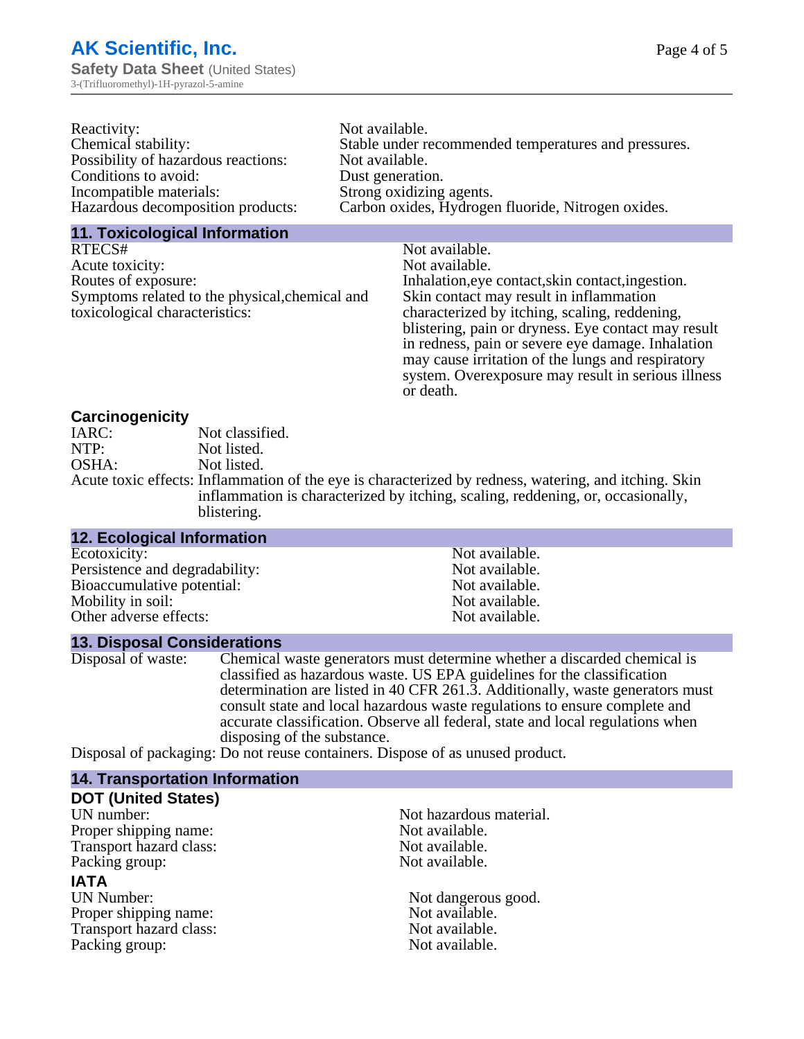| | |
|---|---|
| Reactivity: | Not available. |
| Chemical stability: | Stable under recommended temperatures and pressures. |
| Possibility of hazardous reactions: | Not available. |
| Conditions to avoid: | Dust generation. |
| Incompatible materials: | Strong oxidizing agents. |
| Hazardous decomposition products: | Carbon oxides, Hydrogen fluoride, Nitrogen oxides. |

## 11. Toxicological Information

| | |
|---|---|
| RTECS# | Not available. |
| Acute toxicity: | Not available. |
| Routes of exposure: | Inhalation,eye contact,skin contact,ingestion. |
| Symptoms related to the physical,chemical and toxicological characteristics: | Skin contact may result in inflammation characterized by itching, scaling, reddening, blistering, pain or dryness. Eye contact may result in redness, pain or severe eye damage. Inhalation may cause irritation of the lungs and respiratory system. Overexposure may result in serious illness or death. |

### Carcinogenicity

| | |
|---|---|
| IARC: | Not classified. |
| NTP: | Not listed. |
| OSHA: | Not listed. |
| Acute toxic effects: | Inflammation of the eye is characterized by redness, watering, and itching. Skin inflammation is characterized by itching, scaling, reddening, or, occasionally, blistering. |

## 12. Ecological Information

| | |
|---|---|
| Ecotoxicity: | Not available. |
| Persistence and degradability: | Not available. |
| Bioaccumulative potential: | Not available. |
| Mobility in soil: | Not available. |
| Other adverse effects: | Not available. |

## 13. Disposal Considerations

Disposal of waste: Chemical waste generators must determine whether a discarded chemical is classified as hazardous waste. US EPA guidelines for the classification determination are listed in 40 CFR 261.3. Additionally, waste generators must consult state and local hazardous waste regulations to ensure complete and accurate classification. Observe all federal, state and local regulations when disposing of the substance.

Disposal of packaging: Do not reuse containers. Dispose of as unused product.

## 14. Transportation Information

### DOT (United States)

| | |
|---|---|
| UN number: | Not hazardous material. |
| Proper shipping name: | Not available. |
| Transport hazard class: | Not available. |
| Packing group: | Not available. |

### IATA

| | |
|---|---|
| UN Number: | Not dangerous good. |
| Proper shipping name: | Not available. |
| Transport hazard class: | Not available. |
| Packing group: | Not available. |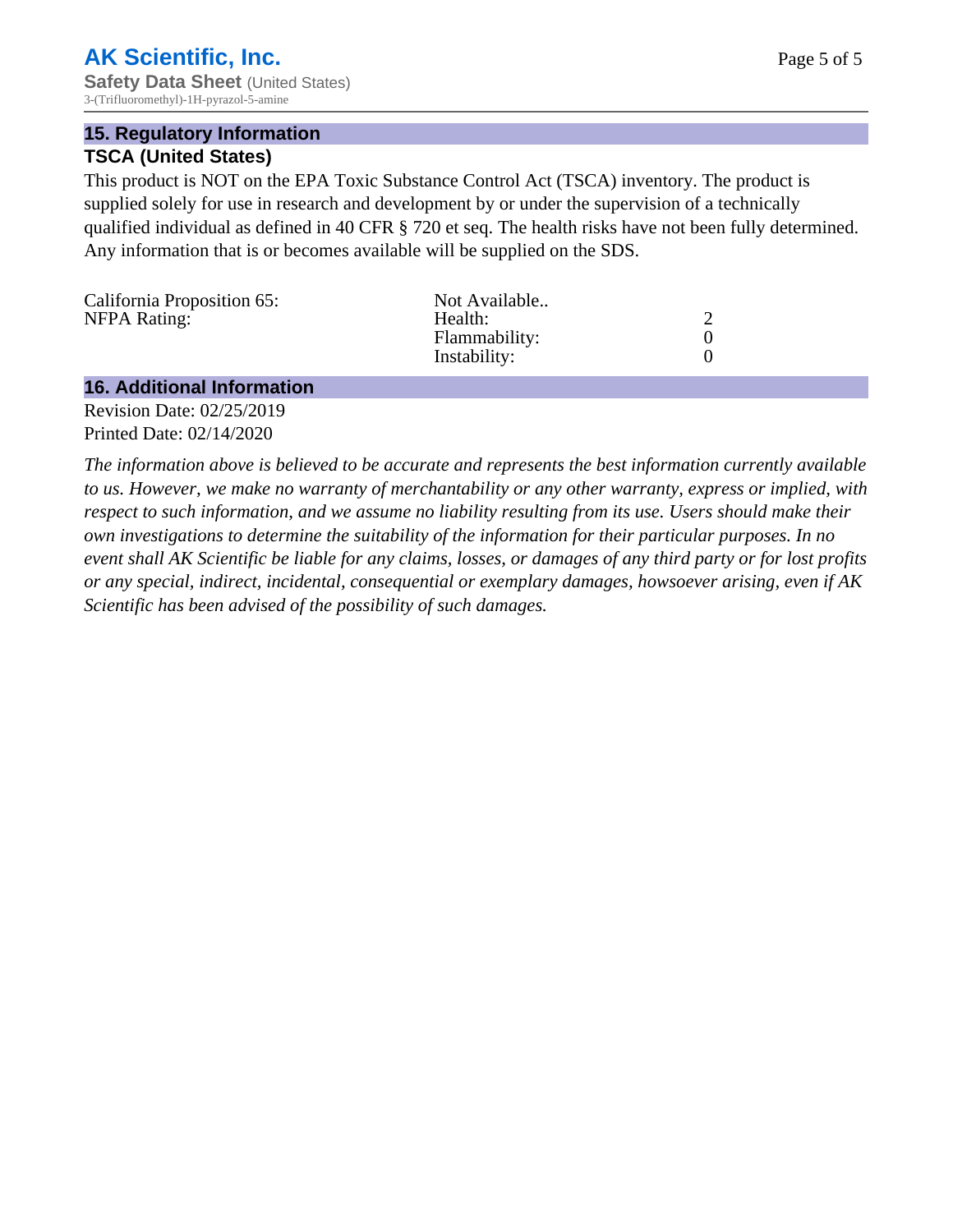## 15. Regulatory Information

### TSCA (United States)

This product is NOT on the EPA Toxic Substance Control Act (TSCA) inventory. The product is supplied solely for use in research and development by or under the supervision of a technically qualified individual as defined in 40 CFR § 720 et seq. The health risks have not been fully determined. Any information that is or becomes available will be supplied on the SDS.

| | | |
|---|---|---|
| California Proposition 65: | Not Available.. | |
| NFPA Rating: | Health: | 2 |
| | Flammability: | 0 |
| | Instability: | 0 |

## 16. Additional Information

Revision Date: 02/25/2019
Printed Date: 02/14/2020

*The information above is believed to be accurate and represents the best information currently available to us. However, we make no warranty of merchantability or any other warranty, express or implied, with respect to such information, and we assume no liability resulting from its use. Users should make their own investigations to determine the suitability of the information for their particular purposes. In no event shall AK Scientific be liable for any claims, losses, or damages of any third party or for lost profits or any special, indirect, incidental, consequential or exemplary damages, howsoever arising, even if AK Scientific has been advised of the possibility of such damages.*